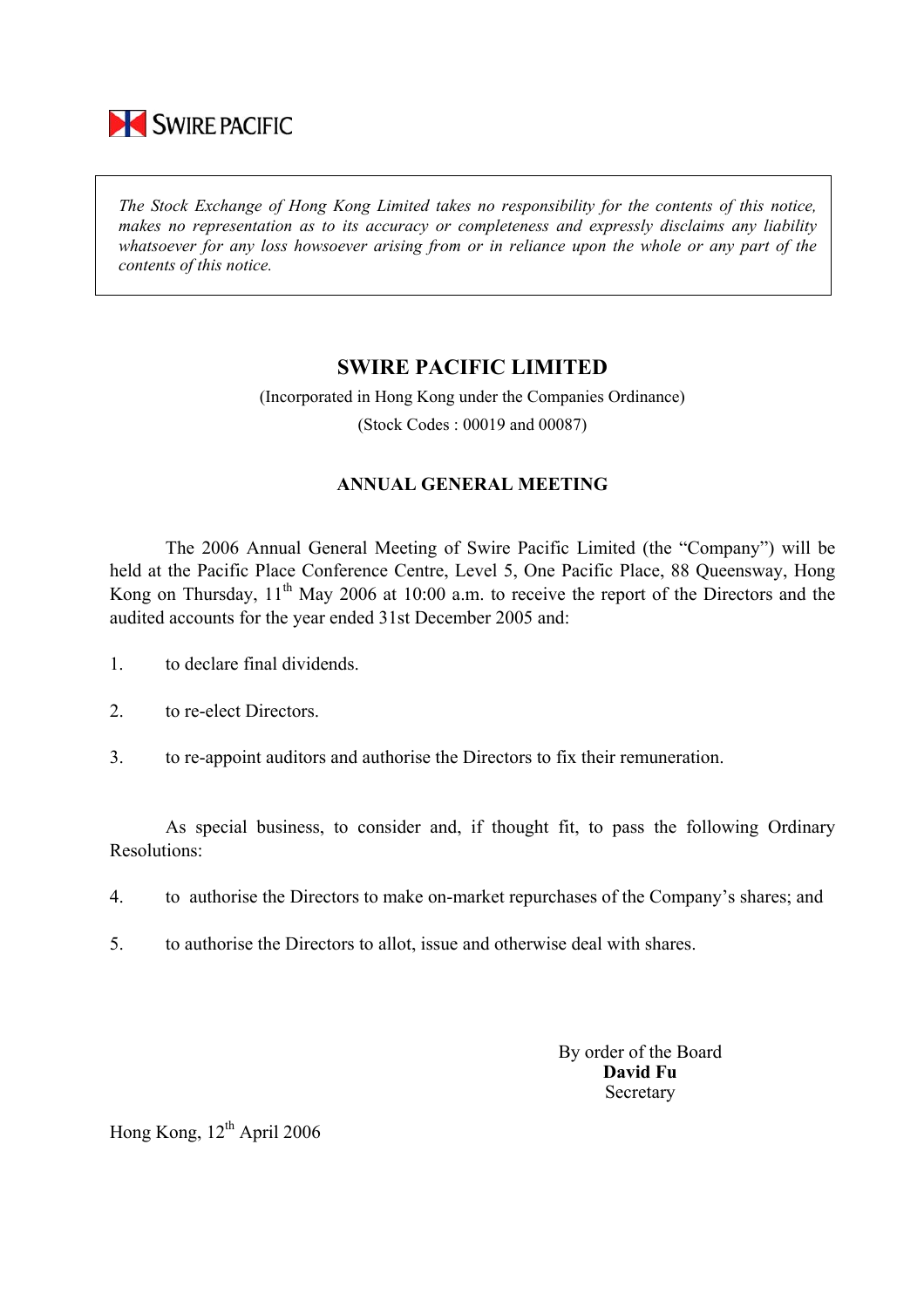SWIRE PACIFIC

*The Stock Exchange of Hong Kong Limited takes no responsibility for the contents of this notice, makes no representation as to its accuracy or completeness and expressly disclaims any liability whatsoever for any loss howsoever arising from or in reliance upon the whole or any part of the contents of this notice.*

# SWIRE PACIFIC LIMITED

(Incorporated in Hong Kong under the Companies Ordinance)

(Stock Codes : 00019 and 00087)

## ANNUAL GENERAL MEETING

The 2006 Annual General Meeting of Swire Pacific Limited (the "Company") will be held at the Pacific Place Conference Centre, Level 5, One Pacific Place, 88 Queensway, Hong Kong on Thursday, 11th May 2006 at 10:00 a.m. to receive the report of the Directors and the audited accounts for the year ended 31st December 2005 and:

1. to declare final dividends.
2. to re-elect Directors.
3. to re-appoint auditors and authorise the Directors to fix their remuneration.

As special business, to consider and, if thought fit, to pass the following Ordinary Resolutions:

4. to authorise the Directors to make on-market repurchases of the Company's shares; and
5. to authorise the Directors to allot, issue and otherwise deal with shares.

By order of the Board
**David Fu**
Secretary

Hong Kong, 12th April 2006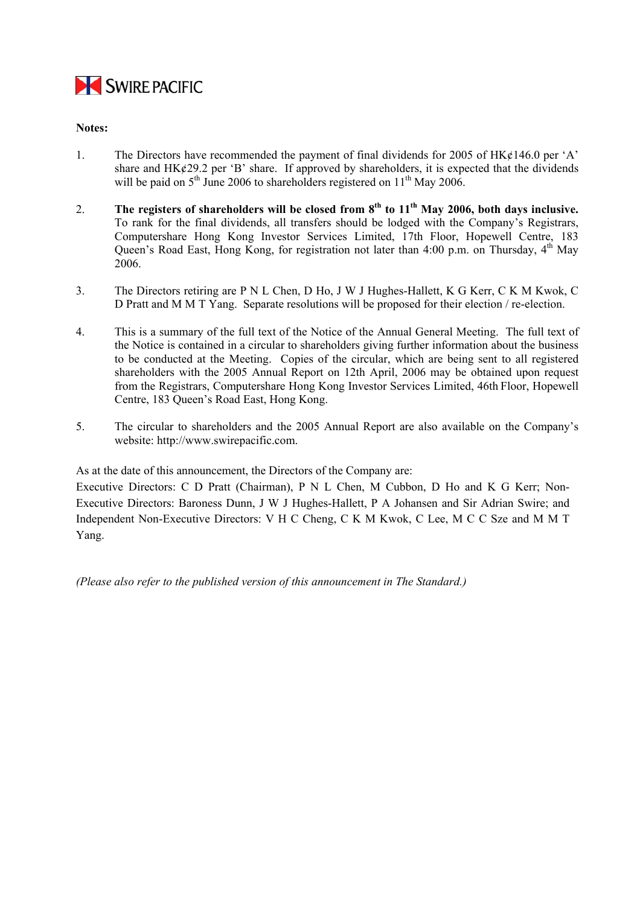SWIRE PACIFIC

**Notes:**

1. The Directors have recommended the payment of final dividends for 2005 of HK¢146.0 per 'A' share and HK¢29.2 per 'B' share. If approved by shareholders, it is expected that the dividends will be paid on 5th June 2006 to shareholders registered on 11th May 2006.

2. **The registers of shareholders will be closed from 8th to 11th May 2006, both days inclusive.** To rank for the final dividends, all transfers should be lodged with the Company's Registrars, Computershare Hong Kong Investor Services Limited, 17th Floor, Hopewell Centre, 183 Queen's Road East, Hong Kong, for registration not later than 4:00 p.m. on Thursday, 4th May 2006.

3. The Directors retiring are P N L Chen, D Ho, J W J Hughes-Hallett, K G Kerr, C K M Kwok, C D Pratt and M M T Yang. Separate resolutions will be proposed for their election / re-election.

4. This is a summary of the full text of the Notice of the Annual General Meeting. The full text of the Notice is contained in a circular to shareholders giving further information about the business to be conducted at the Meeting. Copies of the circular, which are being sent to all registered shareholders with the 2005 Annual Report on 12th April, 2006 may be obtained upon request from the Registrars, Computershare Hong Kong Investor Services Limited, 46th Floor, Hopewell Centre, 183 Queen's Road East, Hong Kong.

5. The circular to shareholders and the 2005 Annual Report are also available on the Company's website: http://www.swirepacific.com.

As at the date of this announcement, the Directors of the Company are:
Executive Directors: C D Pratt (Chairman), P N L Chen, M Cubbon, D Ho and K G Kerr; Non-Executive Directors: Baroness Dunn, J W J Hughes-Hallett, P A Johansen and Sir Adrian Swire; and Independent Non-Executive Directors: V H C Cheng, C K M Kwok, C Lee, M C C Sze and M M T Yang.

*(Please also refer to the published version of this announcement in The Standard.)*